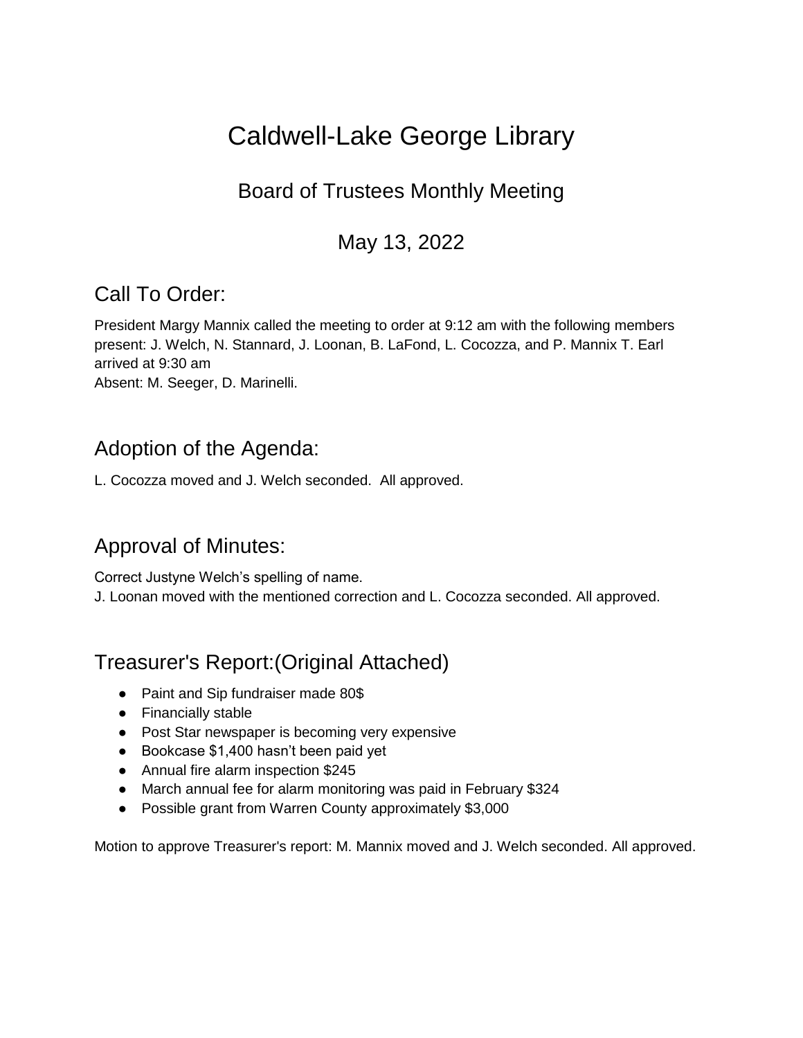# Caldwell-Lake George Library

## Board of Trustees Monthly Meeting

## May 13, 2022

### Call To Order:

President Margy Mannix called the meeting to order at 9:12 am with the following members present: J. Welch, N. Stannard, J. Loonan, B. LaFond, L. Cocozza, and P. Mannix T. Earl arrived at 9:30 am
Absent: M. Seeger, D. Marinelli.

### Adoption of the Agenda:

L. Cocozza moved and J. Welch seconded. All approved.

### Approval of Minutes:

Correct Justyne Welch's spelling of name.
J. Loonan moved with the mentioned correction and L. Cocozza seconded. All approved.

### Treasurer's Report:(Original Attached)

- Paint and Sip fundraiser made 80$
- Financially stable
- Post Star newspaper is becoming very expensive
- Bookcase $1,400 hasn't been paid yet
- Annual fire alarm inspection $245
- March annual fee for alarm monitoring was paid in February $324
- Possible grant from Warren County approximately $3,000

Motion to approve Treasurer's report: M. Mannix moved and J. Welch seconded. All approved.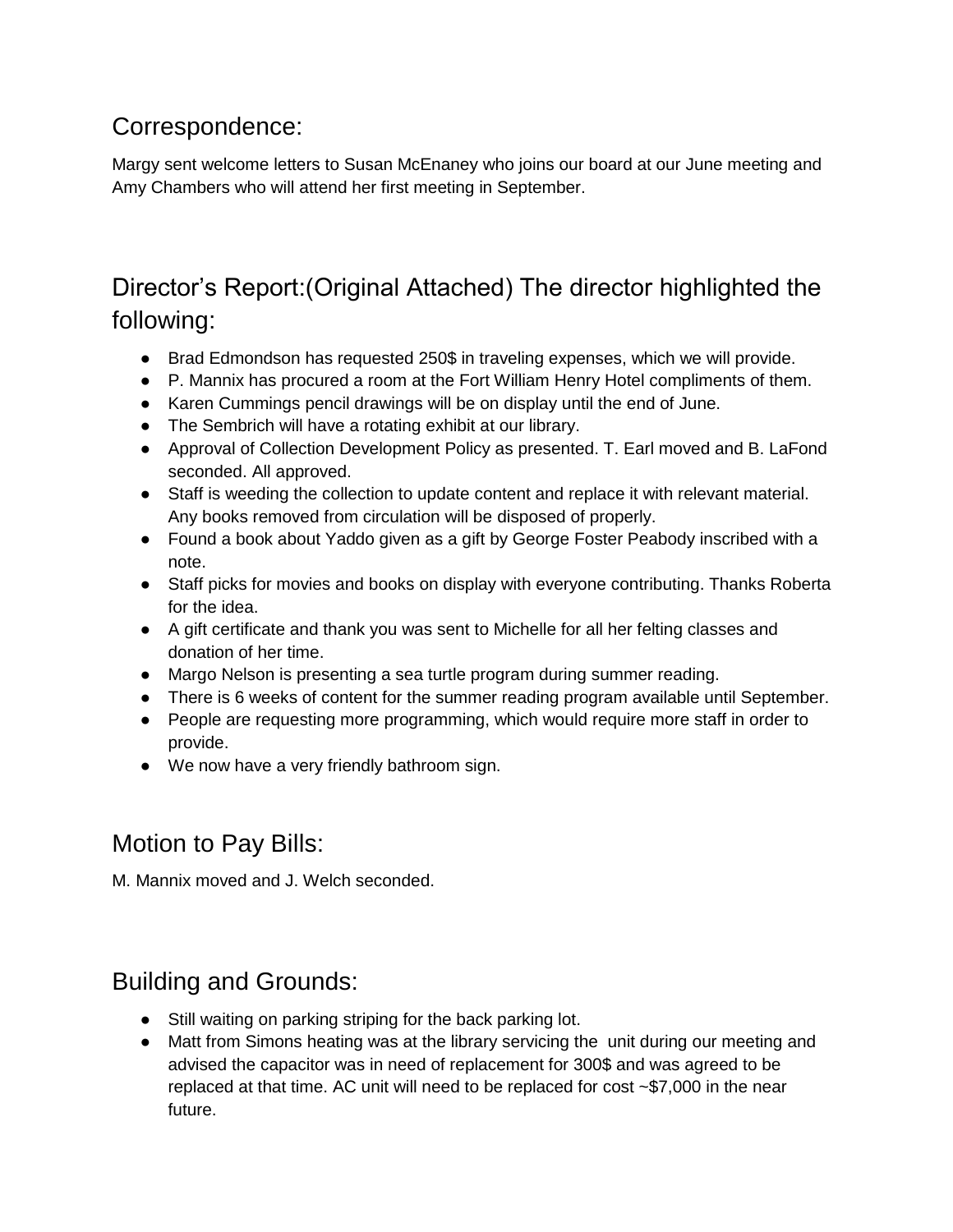## Correspondence:

Margy sent welcome letters to Susan McEnaney who joins our board at our June meeting and Amy Chambers who will attend her first meeting in September.

## Director's Report:(Original Attached) The director highlighted the following:

- Brad Edmondson has requested 250$ in traveling expenses, which we will provide.
- P. Mannix has procured a room at the Fort William Henry Hotel compliments of them.
- Karen Cummings pencil drawings will be on display until the end of June.
- The Sembrich will have a rotating exhibit at our library.
- Approval of Collection Development Policy as presented. T. Earl moved and B. LaFond seconded. All approved.
- Staff is weeding the collection to update content and replace it with relevant material. Any books removed from circulation will be disposed of properly.
- Found a book about Yaddo given as a gift by George Foster Peabody inscribed with a note.
- Staff picks for movies and books on display with everyone contributing. Thanks Roberta for the idea.
- A gift certificate and thank you was sent to Michelle for all her felting classes and donation of her time.
- Margo Nelson is presenting a sea turtle program during summer reading.
- There is 6 weeks of content for the summer reading program available until September.
- People are requesting more programming, which would require more staff in order to provide.
- We now have a very friendly bathroom sign.

## Motion to Pay Bills:

M. Mannix moved and J. Welch seconded.

## Building and Grounds:

- Still waiting on parking striping for the back parking lot.
- Matt from Simons heating was at the library servicing the unit during our meeting and advised the capacitor was in need of replacement for 300$ and was agreed to be replaced at that time. AC unit will need to be replaced for cost ~$7,000 in the near future.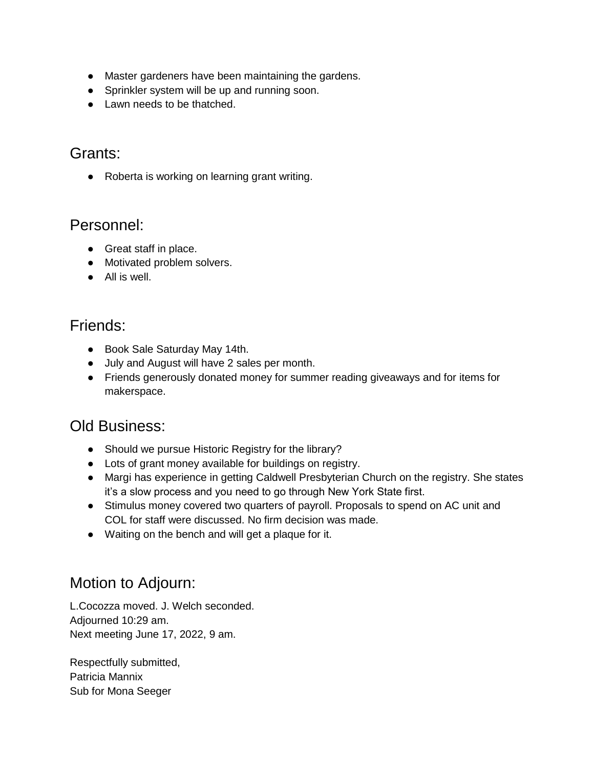- Master gardeners have been maintaining the gardens.
- Sprinkler system will be up and running soon.
- Lawn needs to be thatched.

## Grants:

- Roberta is working on learning grant writing.

## Personnel:

- Great staff in place.
- Motivated problem solvers.
- All is well.

## Friends:

- Book Sale Saturday May 14th.
- July and August will have 2 sales per month.
- Friends generously donated money for summer reading giveaways and for items for makerspace.

## Old Business:

- Should we pursue Historic Registry for the library?
- Lots of grant money available for buildings on registry.
- Margi has experience in getting Caldwell Presbyterian Church on the registry. She states it's a slow process and you need to go through New York State first.
- Stimulus money covered two quarters of payroll. Proposals to spend on AC unit and COL for staff were discussed. No firm decision was made.
- Waiting on the bench and will get a plaque for it.

## Motion to Adjourn:

L.Cocozza moved. J. Welch seconded.
Adjourned 10:29 am.
Next meeting June 17, 2022, 9 am.

Respectfully submitted,
Patricia Mannix
Sub for Mona Seeger